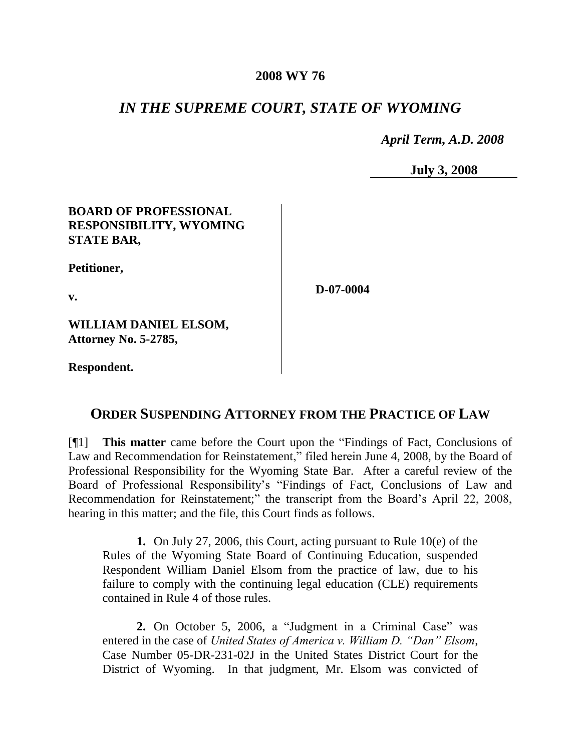**2008 WY 76**

## *IN THE SUPREME COURT, STATE OF WYOMING*

*April Term, A.D. 2008*

**July 3, 2008**

**BOARD OF PROFESSIONAL RESPONSIBILITY, WYOMING STATE BAR,**

**Petitioner,**

**v.**

**WILLIAM DANIEL ELSOM, Attorney No. 5-2785,**

**Respondent.**

**D-07-0004**

## ORDER SUSPENDING ATTORNEY FROM THE PRACTICE OF LAW

[¶1] **This matter** came before the Court upon the "Findings of Fact, Conclusions of Law and Recommendation for Reinstatement," filed herein June 4, 2008, by the Board of Professional Responsibility for the Wyoming State Bar. After a careful review of the Board of Professional Responsibility's "Findings of Fact, Conclusions of Law and Recommendation for Reinstatement;" the transcript from the Board's April 22, 2008, hearing in this matter; and the file, this Court finds as follows.

> **1.** On July 27, 2006, this Court, acting pursuant to Rule 10(e) of the Rules of the Wyoming State Board of Continuing Education, suspended Respondent William Daniel Elsom from the practice of law, due to his failure to comply with the continuing legal education (CLE) requirements contained in Rule 4 of those rules.
>
> **2.** On October 5, 2006, a "Judgment in a Criminal Case" was entered in the case of *United States of America v. William D. "Dan" Elsom*, Case Number 05-DR-231-02J in the United States District Court for the District of Wyoming. In that judgment, Mr. Elsom was convicted of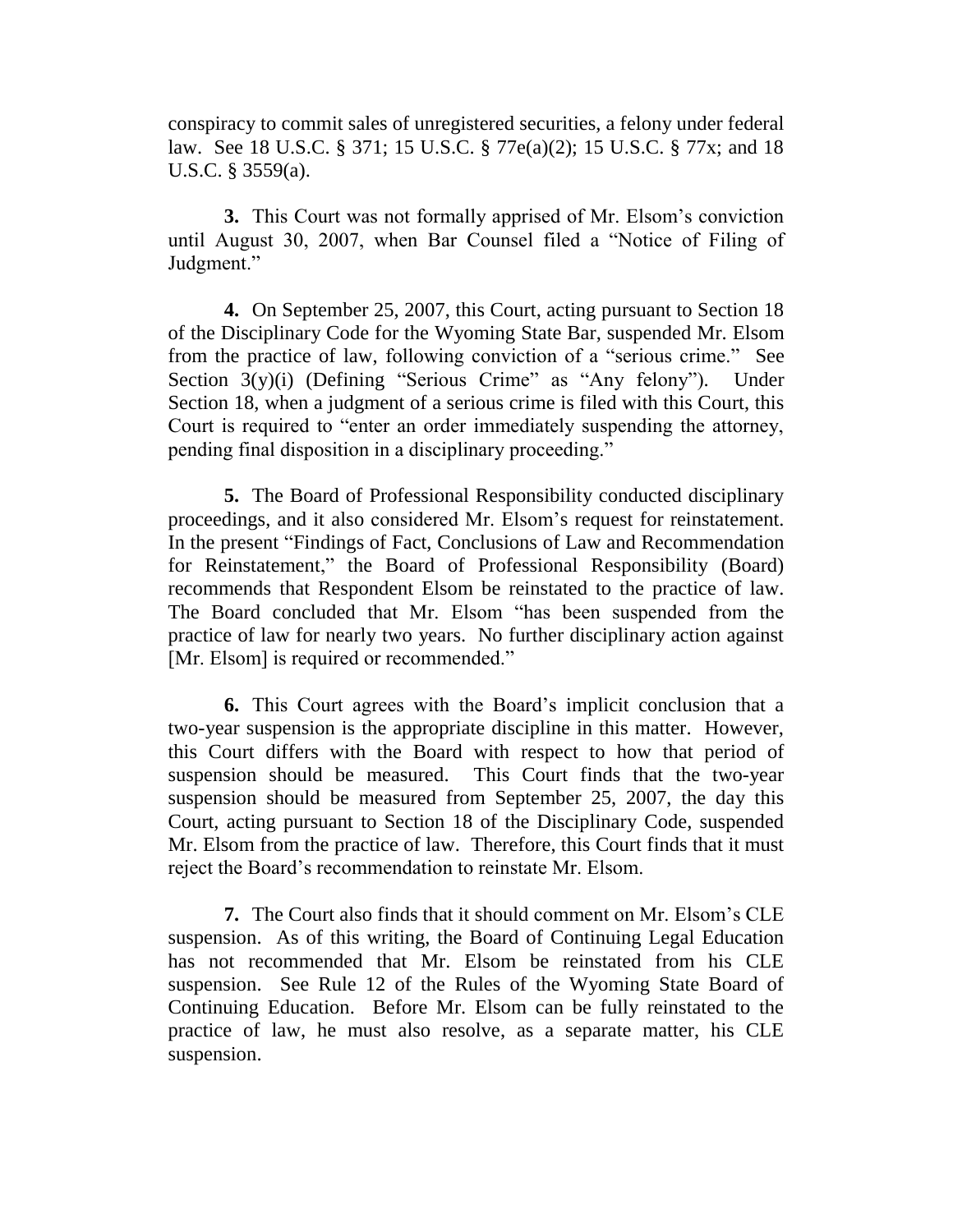conspiracy to commit sales of unregistered securities, a felony under federal law. See 18 U.S.C. § 371; 15 U.S.C. § 77e(a)(2); 15 U.S.C. § 77x; and 18 U.S.C. § 3559(a).

**3.** This Court was not formally apprised of Mr. Elsom's conviction until August 30, 2007, when Bar Counsel filed a "Notice of Filing of Judgment."

**4.** On September 25, 2007, this Court, acting pursuant to Section 18 of the Disciplinary Code for the Wyoming State Bar, suspended Mr. Elsom from the practice of law, following conviction of a "serious crime." See Section 3(y)(i) (Defining "Serious Crime" as "Any felony"). Under Section 18, when a judgment of a serious crime is filed with this Court, this Court is required to "enter an order immediately suspending the attorney, pending final disposition in a disciplinary proceeding."

**5.** The Board of Professional Responsibility conducted disciplinary proceedings, and it also considered Mr. Elsom's request for reinstatement. In the present "Findings of Fact, Conclusions of Law and Recommendation for Reinstatement," the Board of Professional Responsibility (Board) recommends that Respondent Elsom be reinstated to the practice of law. The Board concluded that Mr. Elsom "has been suspended from the practice of law for nearly two years. No further disciplinary action against [Mr. Elsom] is required or recommended."

**6.** This Court agrees with the Board's implicit conclusion that a two-year suspension is the appropriate discipline in this matter. However, this Court differs with the Board with respect to how that period of suspension should be measured. This Court finds that the two-year suspension should be measured from September 25, 2007, the day this Court, acting pursuant to Section 18 of the Disciplinary Code, suspended Mr. Elsom from the practice of law. Therefore, this Court finds that it must reject the Board's recommendation to reinstate Mr. Elsom.

**7.** The Court also finds that it should comment on Mr. Elsom's CLE suspension. As of this writing, the Board of Continuing Legal Education has not recommended that Mr. Elsom be reinstated from his CLE suspension. See Rule 12 of the Rules of the Wyoming State Board of Continuing Education. Before Mr. Elsom can be fully reinstated to the practice of law, he must also resolve, as a separate matter, his CLE suspension.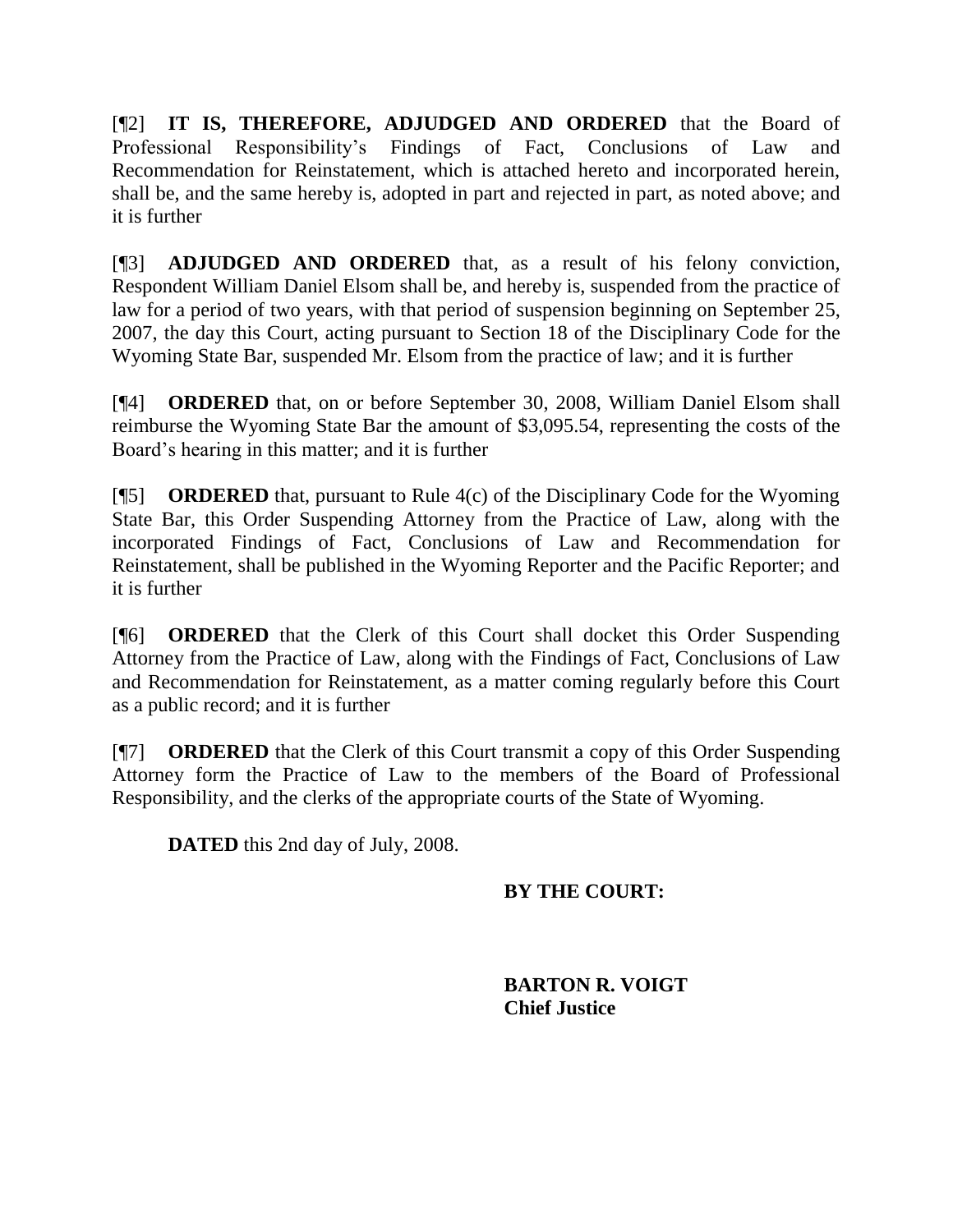[¶2] **IT IS, THEREFORE, ADJUDGED AND ORDERED** that the Board of Professional Responsibility's Findings of Fact, Conclusions of Law and Recommendation for Reinstatement, which is attached hereto and incorporated herein, shall be, and the same hereby is, adopted in part and rejected in part, as noted above; and it is further

[¶3] **ADJUDGED AND ORDERED** that, as a result of his felony conviction, Respondent William Daniel Elsom shall be, and hereby is, suspended from the practice of law for a period of two years, with that period of suspension beginning on September 25, 2007, the day this Court, acting pursuant to Section 18 of the Disciplinary Code for the Wyoming State Bar, suspended Mr. Elsom from the practice of law; and it is further

[¶4] **ORDERED** that, on or before September 30, 2008, William Daniel Elsom shall reimburse the Wyoming State Bar the amount of $3,095.54, representing the costs of the Board's hearing in this matter; and it is further

[¶5] **ORDERED** that, pursuant to Rule 4(c) of the Disciplinary Code for the Wyoming State Bar, this Order Suspending Attorney from the Practice of Law, along with the incorporated Findings of Fact, Conclusions of Law and Recommendation for Reinstatement, shall be published in the Wyoming Reporter and the Pacific Reporter; and it is further

[¶6] **ORDERED** that the Clerk of this Court shall docket this Order Suspending Attorney from the Practice of Law, along with the Findings of Fact, Conclusions of Law and Recommendation for Reinstatement, as a matter coming regularly before this Court as a public record; and it is further

[¶7] **ORDERED** that the Clerk of this Court transmit a copy of this Order Suspending Attorney form the Practice of Law to the members of the Board of Professional Responsibility, and the clerks of the appropriate courts of the State of Wyoming.

**DATED** this 2nd day of July, 2008.

**BY THE COURT:**

**BARTON R. VOIGT**
**Chief Justice**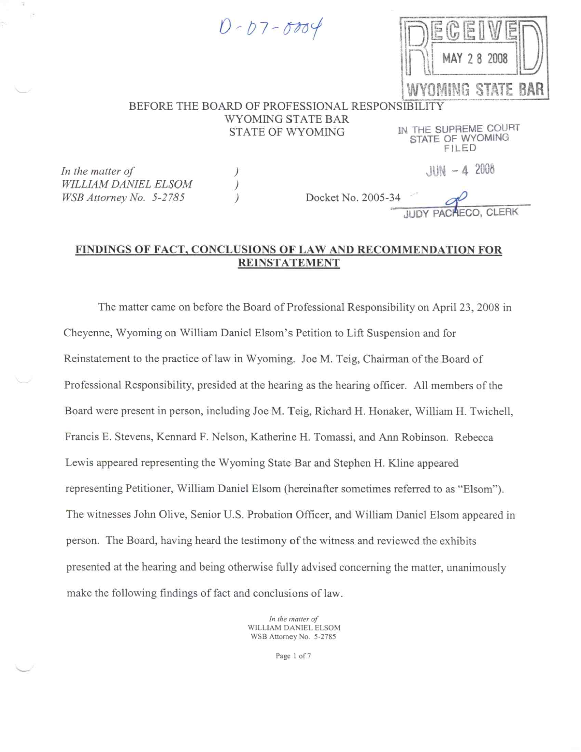D-07-0004

RECEIVED
MAY 2 8 2008
WYOMING STATE BAR

BEFORE THE BOARD OF PROFESSIONAL RESPONSIBILITY
WYOMING STATE BAR
STATE OF WYOMING

IN THE SUPREME COURT
STATE OF WYOMING
FILED

JUN - 4 2008

JUDY PACHECO, CLERK

*In the matter of*
*WILLIAM DANIEL ELSOM*
*WSB Attorney No. 5-2785*

Docket No. 2005-34

## FINDINGS OF FACT, CONCLUSIONS OF LAW AND RECOMMENDATION FOR REINSTATEMENT

The matter came on before the Board of Professional Responsibility on April 23, 2008 in Cheyenne, Wyoming on William Daniel Elsom's Petition to Lift Suspension and for Reinstatement to the practice of law in Wyoming. Joe M. Teig, Chairman of the Board of Professional Responsibility, presided at the hearing as the hearing officer. All members of the Board were present in person, including Joe M. Teig, Richard H. Honaker, William H. Twichell, Francis E. Stevens, Kennard F. Nelson, Katherine H. Tomassi, and Ann Robinson. Rebecca Lewis appeared representing the Wyoming State Bar and Stephen H. Kline appeared representing Petitioner, William Daniel Elsom (hereinafter sometimes referred to as "Elsom"). The witnesses John Olive, Senior U.S. Probation Officer, and William Daniel Elsom appeared in person. The Board, having heard the testimony of the witness and reviewed the exhibits presented at the hearing and being otherwise fully advised concerning the matter, unanimously make the following findings of fact and conclusions of law.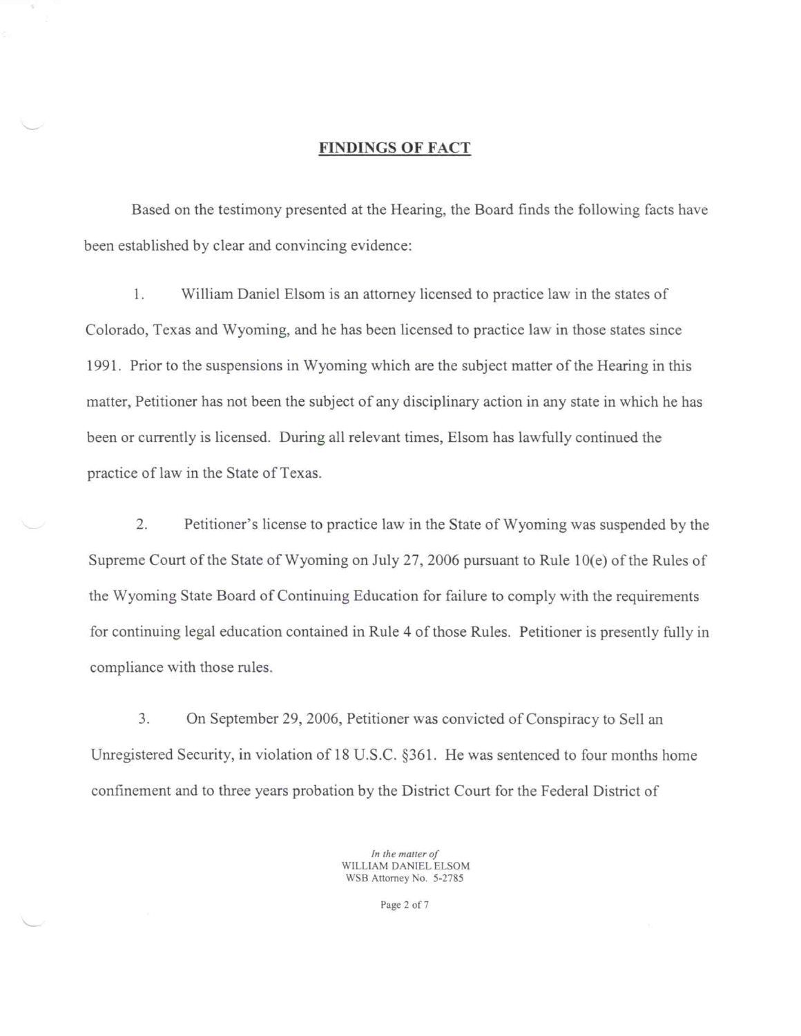## FINDINGS OF FACT

Based on the testimony presented at the Hearing, the Board finds the following facts have been established by clear and convincing evidence:

1. William Daniel Elsom is an attorney licensed to practice law in the states of Colorado, Texas and Wyoming, and he has been licensed to practice law in those states since 1991. Prior to the suspensions in Wyoming which are the subject matter of the Hearing in this matter, Petitioner has not been the subject of any disciplinary action in any state in which he has been or currently is licensed. During all relevant times, Elsom has lawfully continued the practice of law in the State of Texas.

2. Petitioner's license to practice law in the State of Wyoming was suspended by the Supreme Court of the State of Wyoming on July 27, 2006 pursuant to Rule 10(e) of the Rules of the Wyoming State Board of Continuing Education for failure to comply with the requirements for continuing legal education contained in Rule 4 of those Rules. Petitioner is presently fully in compliance with those rules.

3. On September 29, 2006, Petitioner was convicted of Conspiracy to Sell an Unregistered Security, in violation of 18 U.S.C. §361. He was sentenced to four months home confinement and to three years probation by the District Court for the Federal District of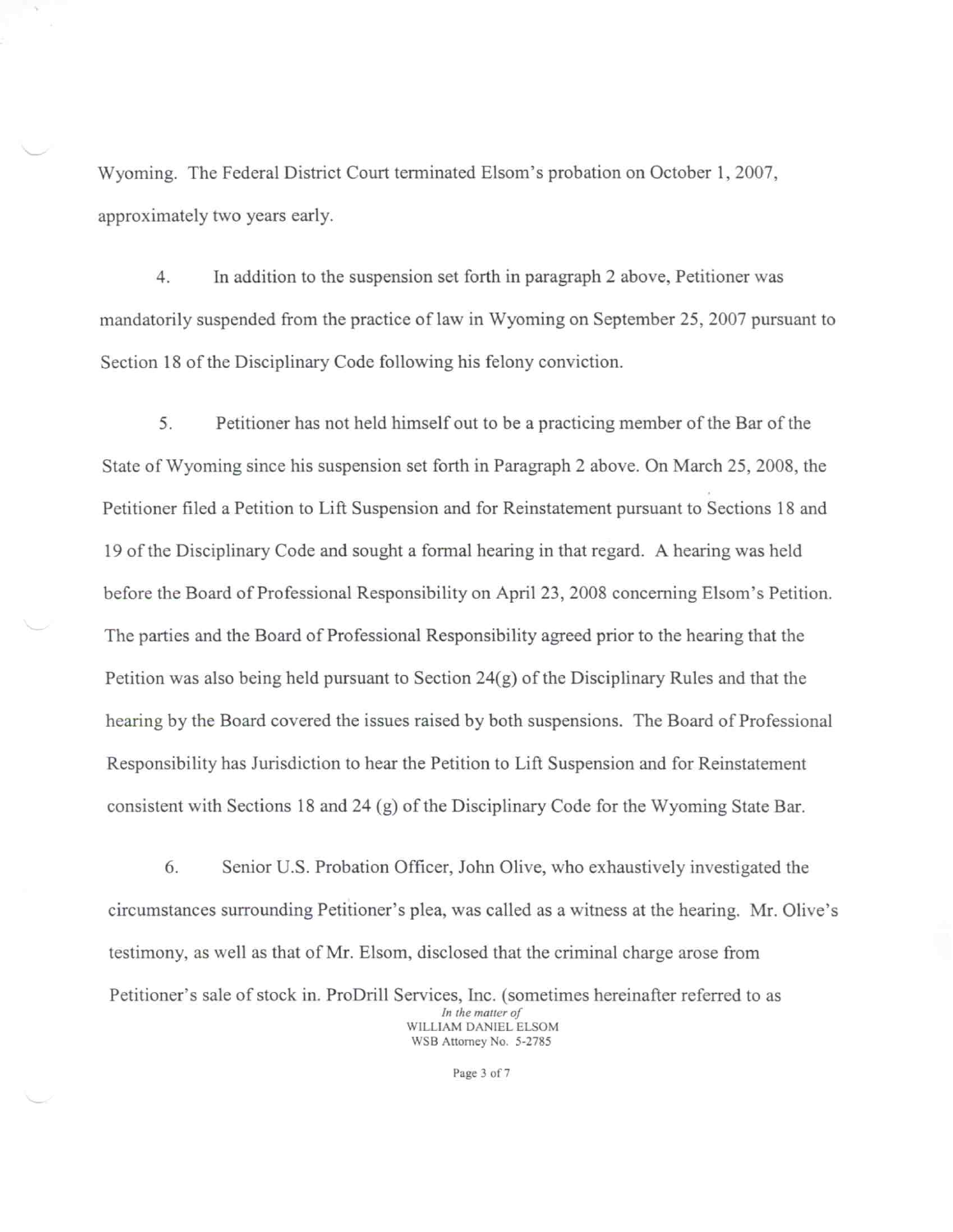Wyoming. The Federal District Court terminated Elsom's probation on October 1, 2007, approximately two years early.

4. In addition to the suspension set forth in paragraph 2 above, Petitioner was mandatorily suspended from the practice of law in Wyoming on September 25, 2007 pursuant to Section 18 of the Disciplinary Code following his felony conviction.

5. Petitioner has not held himself out to be a practicing member of the Bar of the State of Wyoming since his suspension set forth in Paragraph 2 above. On March 25, 2008, the Petitioner filed a Petition to Lift Suspension and for Reinstatement pursuant to Sections 18 and 19 of the Disciplinary Code and sought a formal hearing in that regard. A hearing was held before the Board of Professional Responsibility on April 23, 2008 concerning Elsom's Petition. The parties and the Board of Professional Responsibility agreed prior to the hearing that the Petition was also being held pursuant to Section 24(g) of the Disciplinary Rules and that the hearing by the Board covered the issues raised by both suspensions. The Board of Professional Responsibility has Jurisdiction to hear the Petition to Lift Suspension and for Reinstatement consistent with Sections 18 and 24 (g) of the Disciplinary Code for the Wyoming State Bar.

6. Senior U.S. Probation Officer, John Olive, who exhaustively investigated the circumstances surrounding Petitioner's plea, was called as a witness at the hearing. Mr. Olive's testimony, as well as that of Mr. Elsom, disclosed that the criminal charge arose from Petitioner's sale of stock in. ProDrill Services, Inc. (sometimes hereinafter referred to as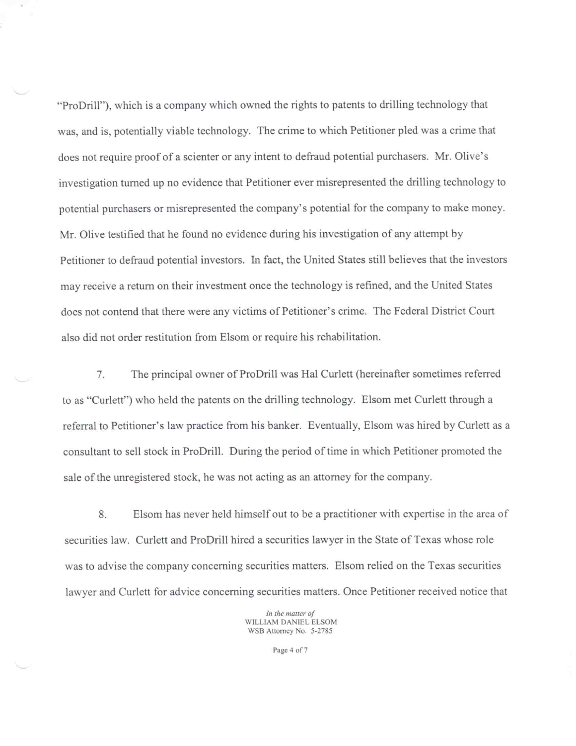"ProDrill"), which is a company which owned the rights to patents to drilling technology that was, and is, potentially viable technology. The crime to which Petitioner pled was a crime that does not require proof of a scienter or any intent to defraud potential purchasers. Mr. Olive's investigation turned up no evidence that Petitioner ever misrepresented the drilling technology to potential purchasers or misrepresented the company's potential for the company to make money. Mr. Olive testified that he found no evidence during his investigation of any attempt by Petitioner to defraud potential investors. In fact, the United States still believes that the investors may receive a return on their investment once the technology is refined, and the United States does not contend that there were any victims of Petitioner's crime. The Federal District Court also did not order restitution from Elsom or require his rehabilitation.

7. The principal owner of ProDrill was Hal Curlett (hereinafter sometimes referred to as "Curlett") who held the patents on the drilling technology. Elsom met Curlett through a referral to Petitioner's law practice from his banker. Eventually, Elsom was hired by Curlett as a consultant to sell stock in ProDrill. During the period of time in which Petitioner promoted the sale of the unregistered stock, he was not acting as an attorney for the company.

8. Elsom has never held himself out to be a practitioner with expertise in the area of securities law. Curlett and ProDrill hired a securities lawyer in the State of Texas whose role was to advise the company concerning securities matters. Elsom relied on the Texas securities lawyer and Curlett for advice concerning securities matters. Once Petitioner received notice that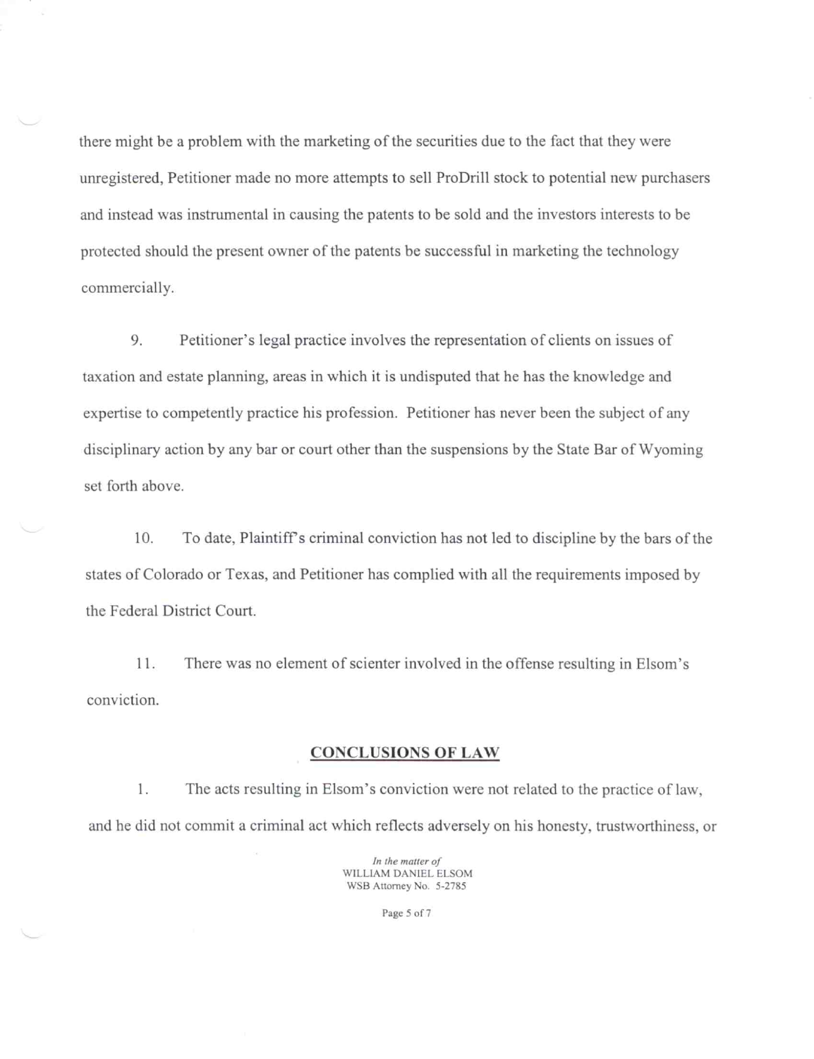there might be a problem with the marketing of the securities due to the fact that they were unregistered, Petitioner made no more attempts to sell ProDrill stock to potential new purchasers and instead was instrumental in causing the patents to be sold and the investors interests to be protected should the present owner of the patents be successful in marketing the technology commercially.

9. Petitioner's legal practice involves the representation of clients on issues of taxation and estate planning, areas in which it is undisputed that he has the knowledge and expertise to competently practice his profession. Petitioner has never been the subject of any disciplinary action by any bar or court other than the suspensions by the State Bar of Wyoming set forth above.

10. To date, Plaintiff's criminal conviction has not led to discipline by the bars of the states of Colorado or Texas, and Petitioner has complied with all the requirements imposed by the Federal District Court.

11. There was no element of scienter involved in the offense resulting in Elsom's conviction.

## CONCLUSIONS OF LAW

1. The acts resulting in Elsom's conviction were not related to the practice of law, and he did not commit a criminal act which reflects adversely on his honesty, trustworthiness, or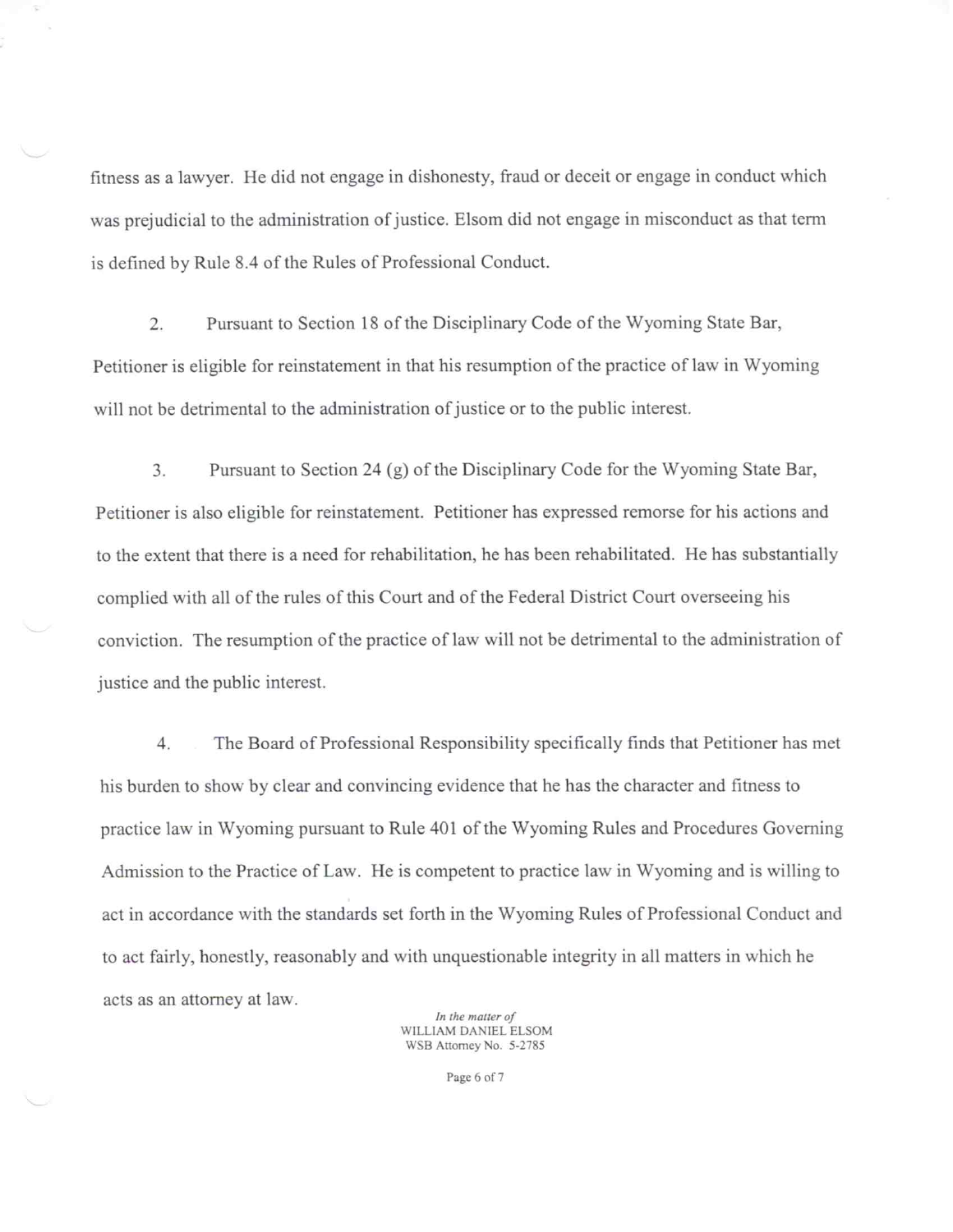fitness as a lawyer. He did not engage in dishonesty, fraud or deceit or engage in conduct which was prejudicial to the administration of justice. Elsom did not engage in misconduct as that term is defined by Rule 8.4 of the Rules of Professional Conduct.

2. Pursuant to Section 18 of the Disciplinary Code of the Wyoming State Bar, Petitioner is eligible for reinstatement in that his resumption of the practice of law in Wyoming will not be detrimental to the administration of justice or to the public interest.

3. Pursuant to Section 24 (g) of the Disciplinary Code for the Wyoming State Bar, Petitioner is also eligible for reinstatement. Petitioner has expressed remorse for his actions and to the extent that there is a need for rehabilitation, he has been rehabilitated. He has substantially complied with all of the rules of this Court and of the Federal District Court overseeing his conviction. The resumption of the practice of law will not be detrimental to the administration of justice and the public interest.

4. The Board of Professional Responsibility specifically finds that Petitioner has met his burden to show by clear and convincing evidence that he has the character and fitness to practice law in Wyoming pursuant to Rule 401 of the Wyoming Rules and Procedures Governing Admission to the Practice of Law. He is competent to practice law in Wyoming and is willing to act in accordance with the standards set forth in the Wyoming Rules of Professional Conduct and to act fairly, honestly, reasonably and with unquestionable integrity in all matters in which he acts as an attorney at law.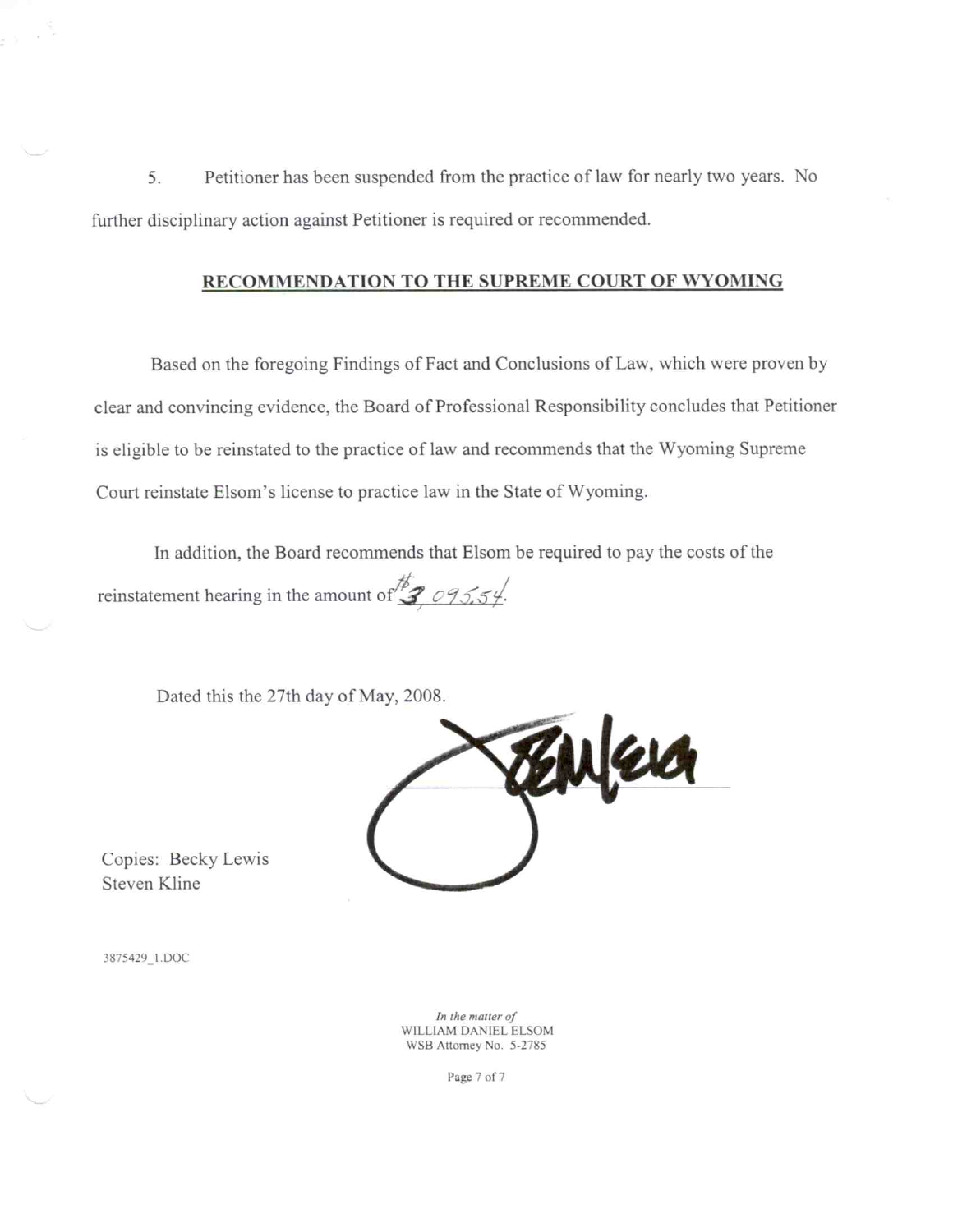5. Petitioner has been suspended from the practice of law for nearly two years. No further disciplinary action against Petitioner is required or recommended.

## RECOMMENDATION TO THE SUPREME COURT OF WYOMING

Based on the foregoing Findings of Fact and Conclusions of Law, which were proven by clear and convincing evidence, the Board of Professional Responsibility concludes that Petitioner is eligible to be reinstated to the practice of law and recommends that the Wyoming Supreme Court reinstate Elsom's license to practice law in the State of Wyoming.

In addition, the Board recommends that Elsom be required to pay the costs of the reinstatement hearing in the amount of $3,095.54.

Dated this the 27th day of May, 2008.

Copies: Becky Lewis
Steven Kline

3875429_1.DOC

*In the matter of*
WILLIAM DANIEL ELSOM
WSB Attorney No. 5-2785